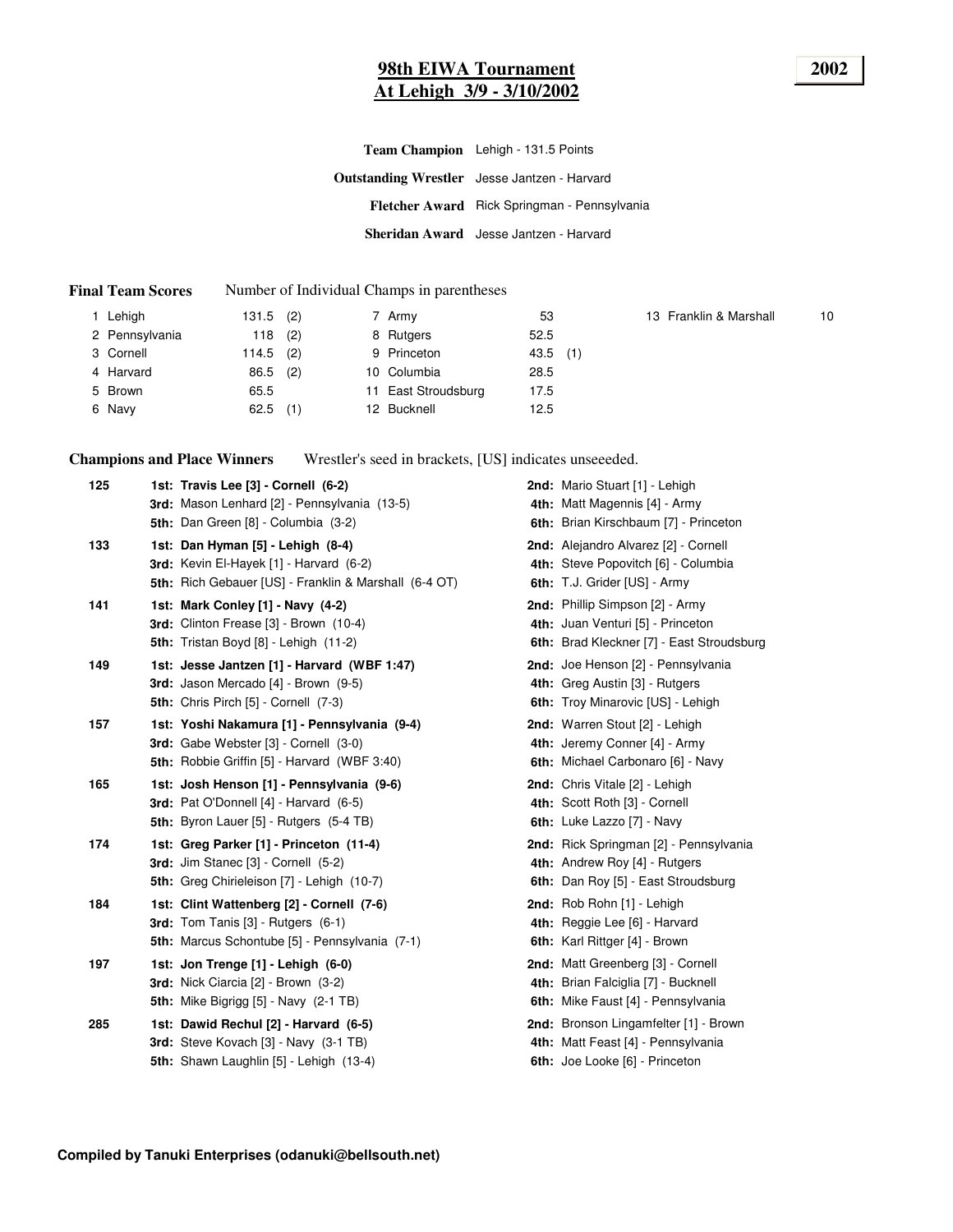# 98th EWIA Tournament
## At Lehigh 3/9 - 3/10/2002

**2002**

**Team Champion** Lehigh - 131.5 Points

**Outstanding Wrestler** Jesse Jantzen - Harvard

**Fletcher Award** Rick Springman - Pennsylvania

**Sheridan Award** Jesse Jantzen - Harvard

**Final Team Scores** Number of Individual Champs in parentheses

| | | | | | | | | |
|---|---|---|---|---|---|---|---|---|
| 1 | Lehigh | 131.5 (2) | 7 | Army | 53 | 13 | Franklin & Marshall | 10 |
| 2 | Pennsylvania | 118 (2) | 8 | Rutgers | 52.5 | | | |
| 3 | Cornell | 114.5 (2) | 9 | Princeton | 43.5 (1) | | | |
| 4 | Harvard | 86.5 (2) | 10 | Columbia | 28.5 | | | |
| 5 | Brown | 65.5 | 11 | East Stroudsburg | 17.5 | | | |
| 6 | Navy | 62.5 (1) | 12 | Bucknell | 12.5 | | | |

**Champions and Place Winners** Wrestler's seed in brackets, [US] indicates unseeeded.

**125**
- **1st: Travis Lee [3] - Cornell (6-2)**
- **2nd:** Mario Stuart [1] - Lehigh
- **3rd:** Mason Lenhard [2] - Pennsylvania (13-5)
- **4th:** Matt Magennis [4] - Army
- **5th:** Dan Green [8] - Columbia (3-2)
- **6th:** Brian Kirschbaum [7] - Princeton

**133**
- **1st: Dan Hyman [5] - Lehigh (8-4)**
- **2nd:** Alejandro Alvarez [2] - Cornell
- **3rd:** Kevin El-Hayek [1] - Harvard (6-2)
- **4th:** Steve Popovitch [6] - Columbia
- **5th:** Rich Gebauer [US] - Franklin & Marshall (6-4 OT)
- **6th:** T.J. Grider [US] - Army

**141**
- **1st: Mark Conley [1] - Navy (4-2)**
- **2nd:** Phillip Simpson [2] - Army
- **3rd:** Clinton Frease [3] - Brown (10-4)
- **4th:** Juan Venturi [5] - Princeton
- **5th:** Tristan Boyd [8] - Lehigh (11-2)
- **6th:** Brad Kleckner [7] - East Stroudsburg

**149**
- **1st: Jesse Jantzen [1] - Harvard (WBF 1:47)**
- **2nd:** Joe Henson [2] - Pennsylvania
- **3rd:** Jason Mercado [4] - Brown (9-5)
- **4th:** Greg Austin [3] - Rutgers
- **5th:** Chris Pirch [5] - Cornell (7-3)
- **6th:** Troy Minarovic [US] - Lehigh

**157**
- **1st: Yoshi Nakamura [1] - Pennsylvania (9-4)**
- **2nd:** Warren Stout [2] - Lehigh
- **3rd:** Gabe Webster [3] - Cornell (3-0)
- **4th:** Jeremy Conner [4] - Army
- **5th:** Robbie Griffin [5] - Harvard (WBF 3:40)
- **6th:** Michael Carbonaro [6] - Navy

**165**
- **1st: Josh Henson [1] - Pennsylvania (9-6)**
- **2nd:** Chris Vitale [2] - Lehigh
- **3rd:** Pat O'Donnell [4] - Harvard (6-5)
- **4th:** Scott Roth [3] - Cornell
- **5th:** Byron Lauer [5] - Rutgers (5-4 TB)
- **6th:** Luke Lazzo [7] - Navy

**174**
- **1st: Greg Parker [1] - Princeton (11-4)**
- **2nd:** Rick Springman [2] - Pennsylvania
- **3rd:** Jim Stanec [3] - Cornell (5-2)
- **4th:** Andrew Roy [4] - Rutgers
- **5th:** Greg Chirieleison [7] - Lehigh (10-7)
- **6th:** Dan Roy [5] - East Stroudsburg

**184**
- **1st: Clint Wattenberg [2] - Cornell (7-6)**
- **2nd:** Rob Rohn [1] - Lehigh
- **3rd:** Tom Tanis [3] - Rutgers (6-1)
- **4th:** Reggie Lee [6] - Harvard
- **5th:** Marcus Schontube [5] - Pennsylvania (7-1)
- **6th:** Karl Rittger [4] - Brown

**197**
- **1st: Jon Trenge [1] - Lehigh (6-0)**
- **2nd:** Matt Greenberg [3] - Cornell
- **3rd:** Nick Ciarcia [2] - Brown (3-2)
- **4th:** Brian Falciglia [7] - Bucknell
- **5th:** Mike Bigrigg [5] - Navy (2-1 TB)
- **6th:** Mike Faust [4] - Pennsylvania

**285**
- **1st: Dawid Rechul [2] - Harvard (6-5)**
- **2nd:** Bronson Lingamfelter [1] - Brown
- **3rd:** Steve Kovach [3] - Navy (3-1 TB)
- **4th:** Matt Feast [4] - Pennsylvania
- **5th:** Shawn Laughlin [5] - Lehigh (13-4)
- **6th:** Joe Looke [6] - Princeton

**Compiled by Tanuki Enterprises (odanuki@bellsouth.net)**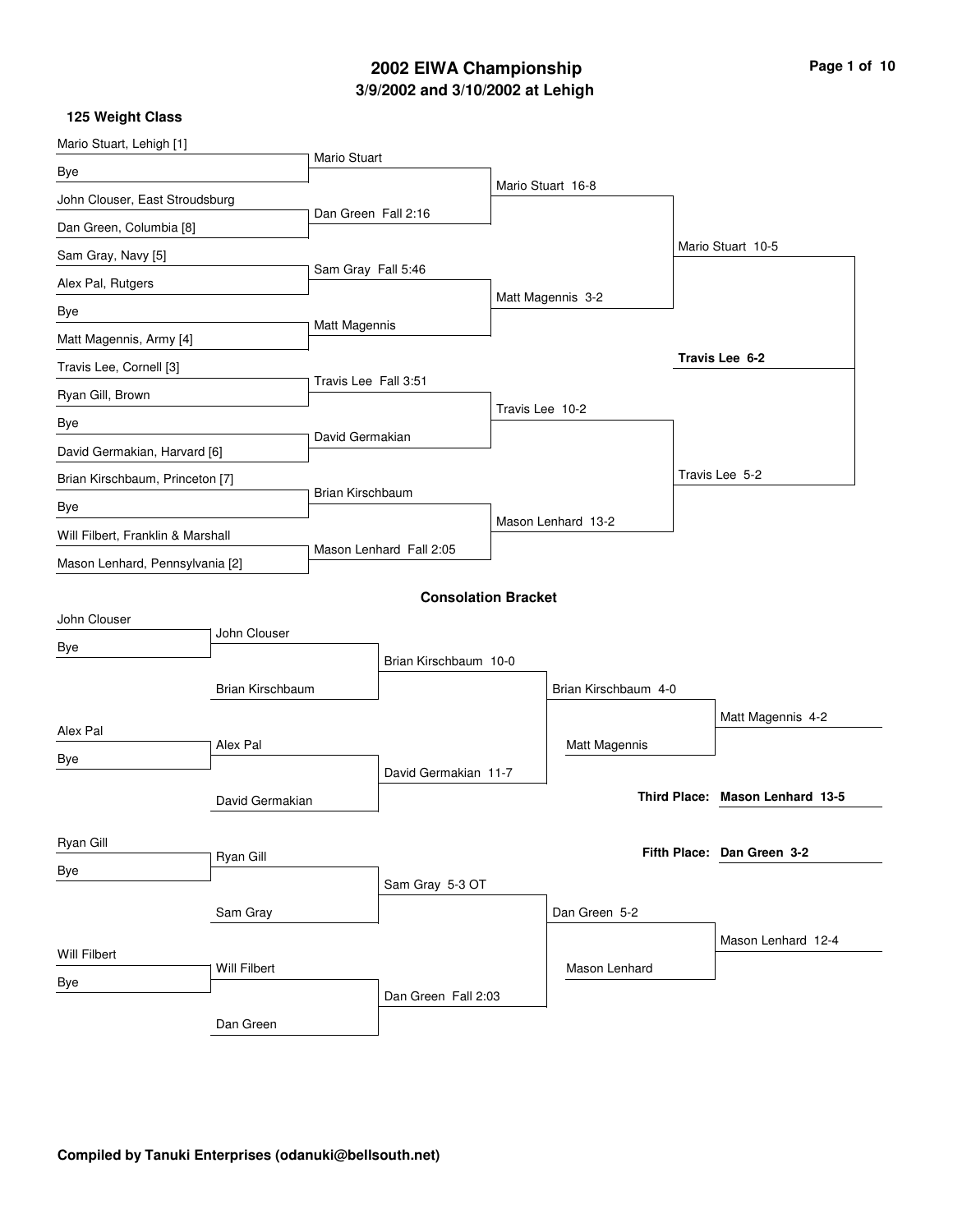# 2002 EIWA Championship
## 3/9/2002 and 3/10/2002 at Lehigh

### 125 Weight Class

**Championship Bracket**

| First Round | Quarterfinals | Semifinals | Finals |
|---|---|---|---|
| Mario Stuart, Lehigh [1] vs. Bye | Mario Stuart | | |
| John Clouser, East Stroudsburg vs. Dan Green, Columbia [8] | Dan Green Fall 2:16 | Mario Stuart 16-8 | |
| Sam Gray, Navy [5] vs. Alex Pal, Rutgers | Sam Gray Fall 5:46 | | Mario Stuart 10-5 |
| Bye vs. Matt Magennis, Army [4] | Matt Magennis | Matt Magennis 3-2 | |
| Travis Lee, Cornell [3] vs. Ryan Gill, Brown | Travis Lee Fall 3:51 | | **Travis Lee 6-2** |
| Bye vs. David Germakian, Harvard [6] | David Germakian | Travis Lee 10-2 | |
| Brian Kirschbaum, Princeton [7] vs. Bye | Brian Kirschbaum | | Travis Lee 5-2 |
| Will Filbert, Franklin & Marshall vs. Mason Lenhard, Pennsylvania [2] | Mason Lenhard Fall 2:05 | Mason Lenhard 13-2 | |

### Consolation Bracket

| Round 1 | Round 2 | Round 3 | Round 4 | Result |
|---|---|---|---|---|
| John Clouser vs. Bye | John Clouser | | | |
| | Brian Kirschbaum | Brian Kirschbaum 10-0 | | |
| Alex Pal vs. Bye | Alex Pal | | Brian Kirschbaum 4-0 | |
| | David Germakian | David Germakian 11-7 | Matt Magennis | Matt Magennis 4-2 |
| Ryan Gill vs. Bye | Ryan Gill | | | |
| | Sam Gray | Sam Gray 5-3 OT | | |
| Will Filbert vs. Bye | Will Filbert | | Dan Green 5-2 | |
| | Dan Green | Dan Green Fall 2:03 | Mason Lenhard | Mason Lenhard 12-4 |

**Third Place: Mason Lenhard 13-5**

**Fifth Place: Dan Green 3-2**

**Compiled by Tanuki Enterprises (odanuki@bellsouth.net)**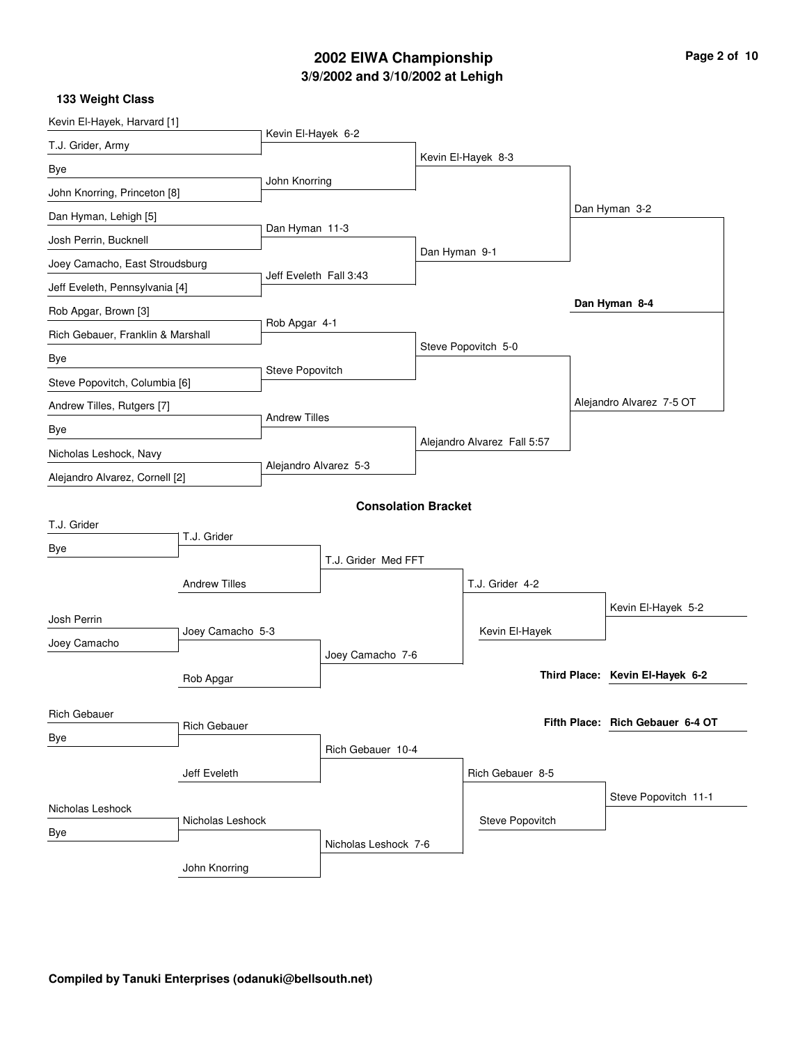# 2002 EIWA Championship

## 3/9/2002 and 3/10/2002 at Lehigh

### 133 Weight Class

**Championship Bracket**

| First Round | Quarterfinals | Semifinals | Finals |
|---|---|---|---|
| Kevin El-Hayek, Harvard [1] | Kevin El-Hayek 6-2 | Kevin El-Hayek 8-3 | Dan Hyman 3-2 |
| T.J. Grider, Army | | | |
| Bye | John Knorring | | |
| John Knorring, Princeton [8] | | | |
| Dan Hyman, Lehigh [5] | Dan Hyman 11-3 | Dan Hyman 9-1 | |
| Josh Perrin, Bucknell | | | |
| Joey Camacho, East Stroudsburg | Jeff Eveleth Fall 3:43 | | |
| Jeff Eveleth, Pennsylvania [4] | | | |
| Rob Apgar, Brown [3] | Rob Apgar 4-1 | Steve Popovitch 5-0 | Alejandro Alvarez 7-5 OT |
| Rich Gebauer, Franklin & Marshall | | | |
| Bye | Steve Popovitch | | |
| Steve Popovitch, Columbia [6] | | | |
| Andrew Tilles, Rutgers [7] | Andrew Tilles | Alejandro Alvarez Fall 5:57 | |
| Bye | | | |
| Nicholas Leshock, Navy | Alejandro Alvarez 5-3 | | |
| Alejandro Alvarez, Cornell [2] | | | |

**Champion: Dan Hyman 8-4**

### Consolation Bracket

| Round 1 | Round 2 | Round 3 | Round 4 | Round 5 |
|---|---|---|---|---|
| T.J. Grider | T.J. Grider | T.J. Grider Med FFT | T.J. Grider 4-2 | Kevin El-Hayek 5-2 |
| Bye | Andrew Tilles | | Kevin El-Hayek | |
| Josh Perrin | Joey Camacho 5-3 | Joey Camacho 7-6 | | |
| Joey Camacho | Rob Apgar | | | |
| Rich Gebauer | Rich Gebauer | Rich Gebauer 10-4 | Rich Gebauer 8-5 | Steve Popovitch 11-1 |
| Bye | Jeff Eveleth | | Steve Popovitch | |
| Nicholas Leshock | Nicholas Leshock | Nicholas Leshock 7-6 | | |
| Bye | John Knorring | | | |

**Third Place: Kevin El-Hayek 6-2**

**Fifth Place: Rich Gebauer 6-4 OT**

**Compiled by Tanuki Enterprises (odanuki@bellsouth.net)**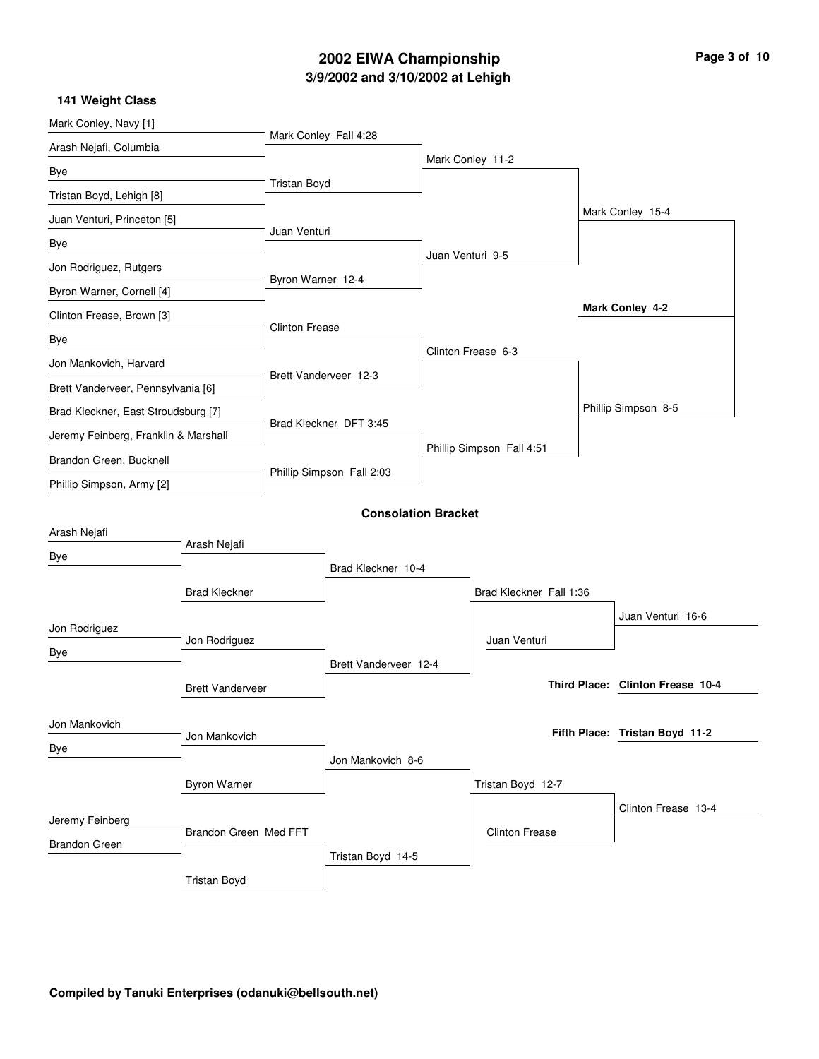# 2002 EIWA Championship

## 3/9/2002 and 3/10/2002 at Lehigh

### 141 Weight Class

**Championship Bracket**

First Round:

- Mark Conley, Navy [1] vs. Arash Nejafi, Columbia — Mark Conley Fall 4:28
- Bye vs. Tristan Boyd, Lehigh [8] — Tristan Boyd
- Juan Venturi, Princeton [5] vs. Bye — Juan Venturi
- Jon Rodriguez, Rutgers vs. Byron Warner, Cornell [4] — Byron Warner 12-4
- Clinton Frease, Brown [3] vs. Bye — Clinton Frease
- Jon Mankovich, Harvard vs. Brett Vanderveer, Pennsylvania [6] — Brett Vanderveer 12-3
- Brad Kleckner, East Stroudsburg [7] vs. Jeremy Feinberg, Franklin & Marshall — Brad Kleckner DFT 3:45
- Brandon Green, Bucknell vs. Phillip Simpson, Army [2] — Phillip Simpson Fall 2:03

Quarterfinals:

- Mark Conley 11-2
- Juan Venturi 9-5
- Clinton Frease 6-3
- Phillip Simpson Fall 4:51

Semifinals:

- Mark Conley 15-4
- Phillip Simpson 8-5

Final:

- **Mark Conley 4-2**

**Consolation Bracket**

- Arash Nejafi vs. Bye — Arash Nejafi
- Arash Nejafi vs. Brad Kleckner — Brad Kleckner 10-4
- Jon Rodriguez vs. Bye — Jon Rodriguez
- Jon Rodriguez vs. Brett Vanderveer — Brett Vanderveer 12-4
- Brad Kleckner vs. Brett Vanderveer — Brad Kleckner Fall 1:36
- Brad Kleckner vs. Juan Venturi — Juan Venturi 16-6
- Jon Mankovich vs. Bye — Jon Mankovich
- Jon Mankovich vs. Byron Warner — Jon Mankovich 8-6
- Jeremy Feinberg vs. Brandon Green — Brandon Green Med FFT
- Brandon Green vs. Tristan Boyd — Tristan Boyd 14-5
- Jon Mankovich vs. Tristan Boyd — Tristan Boyd 12-7
- Tristan Boyd vs. Clinton Frease — Clinton Frease 13-4

**Third Place: Clinton Frease 10-4**

**Fifth Place: Tristan Boyd 11-2**

**Compiled by Tanuki Enterprises (odanuki@bellsouth.net)**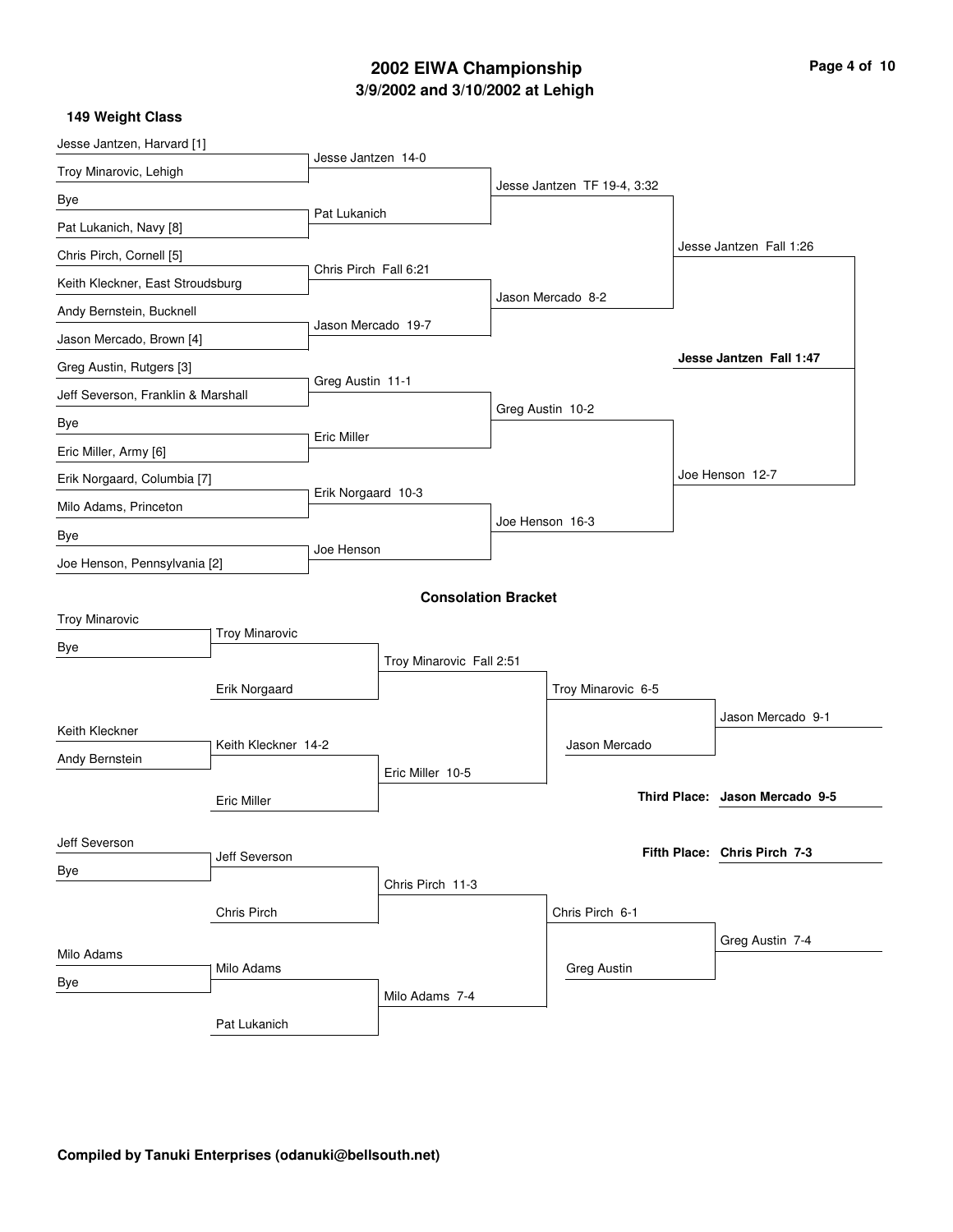# 2002 EIWA Championship

## 3/9/2002 and 3/10/2002 at Lehigh

### 149 Weight Class

**Championship Bracket**

| First Round | Quarterfinals | Semifinals | Finals |
|---|---|---|---|
| Jesse Jantzen, Harvard [1] vs. Troy Minarovic, Lehigh | Jesse Jantzen 14-0 | Jesse Jantzen TF 19-4, 3:32 | Jesse Jantzen Fall 1:26 |
| Bye vs. Pat Lukanich, Navy [8] | Pat Lukanich | | |
| Chris Pirch, Cornell [5] vs. Keith Kleckner, East Stroudsburg | Chris Pirch Fall 6:21 | Jason Mercado 8-2 | |
| Andy Bernstein, Bucknell vs. Jason Mercado, Brown [4] | Jason Mercado 19-7 | | |
| Greg Austin, Rutgers [3] vs. Jeff Severson, Franklin & Marshall | Greg Austin 11-1 | Greg Austin 10-2 | Joe Henson 12-7 |
| Bye vs. Eric Miller, Army [6] | Eric Miller | | |
| Erik Norgaard, Columbia [7] vs. Milo Adams, Princeton | Erik Norgaard 10-3 | Joe Henson 16-3 | |
| Bye vs. Joe Henson, Pennsylvania [2] | Joe Henson | | |

**Champion: Jesse Jantzen Fall 1:47**

### Consolation Bracket

| Round 1 | Round 2 | Round 3 | Round 4 | Consolation Final |
|---|---|---|---|---|
| Troy Minarovic vs. Bye | Troy Minarovic vs. Erik Norgaard | Troy Minarovic Fall 2:51 | Troy Minarovic 6-5 vs. Jason Mercado | Jason Mercado 9-1 |
| Keith Kleckner vs. Andy Bernstein | Keith Kleckner 14-2 vs. Eric Miller | Eric Miller 10-5 | | |
| Jeff Severson vs. Bye | Jeff Severson vs. Chris Pirch | Chris Pirch 11-3 | Chris Pirch 6-1 vs. Greg Austin | Greg Austin 7-4 |
| Milo Adams vs. Bye | Milo Adams vs. Pat Lukanich | Milo Adams 7-4 | | |

**Third Place: Jason Mercado 9-5**

**Fifth Place: Chris Pirch 7-3**

**Compiled by Tanuki Enterprises (odanuki@bellsouth.net)**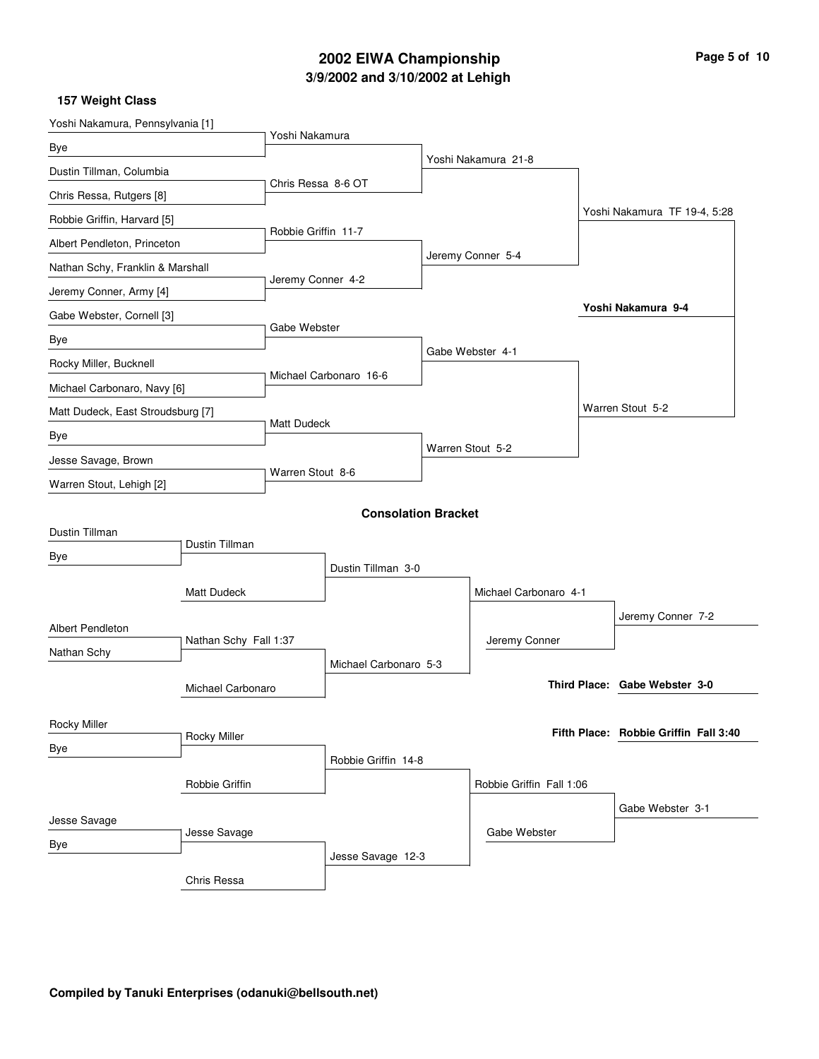# 2002 EIWA Championship

## 3/9/2002 and 3/10/2002 at Lehigh

### 157 Weight Class

**Championship Bracket**

| First Round | Quarterfinals | Semifinals | Finals | Champion |
|---|---|---|---|---|
| Yoshi Nakamura, Pennsylvania [1] | Yoshi Nakamura | Yoshi Nakamura 21-8 | Yoshi Nakamura TF 19-4, 5:28 | **Yoshi Nakamura 9-4** |
| Bye | | | | |
| Dustin Tillman, Columbia | Chris Ressa 8-6 OT | | | |
| Chris Ressa, Rutgers [8] | | | | |
| Robbie Griffin, Harvard [5] | Robbie Griffin 11-7 | Jeremy Conner 5-4 | | |
| Albert Pendleton, Princeton | | | | |
| Nathan Schy, Franklin & Marshall | Jeremy Conner 4-2 | | | |
| Jeremy Conner, Army [4] | | | | |
| Gabe Webster, Cornell [3] | Gabe Webster | Gabe Webster 4-1 | Warren Stout 5-2 | |
| Bye | | | | |
| Rocky Miller, Bucknell | Michael Carbonaro 16-6 | | | |
| Michael Carbonaro, Navy [6] | | | | |
| Matt Dudeck, East Stroudsburg [7] | Matt Dudeck | Warren Stout 5-2 | | |
| Bye | | | | |
| Jesse Savage, Brown | Warren Stout 8-6 | | | |
| Warren Stout, Lehigh [2] | | | | |

**Consolation Bracket**

| Round 1 | Round 2 | Round 3 | Round 4 | Placement |
|---|---|---|---|---|
| Dustin Tillman | Dustin Tillman | Dustin Tillman 3-0 | Michael Carbonaro 4-1 | Jeremy Conner 7-2 |
| Bye | Matt Dudeck | | Jeremy Conner | |
| Albert Pendleton | Nathan Schy Fall 1:37 | Michael Carbonaro 5-3 | | |
| Nathan Schy | Michael Carbonaro | | | |
| Rocky Miller | Rocky Miller | Robbie Griffin 14-8 | Robbie Griffin Fall 1:06 | Gabe Webster 3-1 |
| Bye | Robbie Griffin | | Gabe Webster | |
| Jesse Savage | Jesse Savage | Jesse Savage 12-3 | | |
| Bye | Chris Ressa | | | |

**Third Place: Gabe Webster 3-0**

**Fifth Place: Robbie Griffin Fall 3:40**

**Compiled by Tanuki Enterprises (odanuki@bellsouth.net)**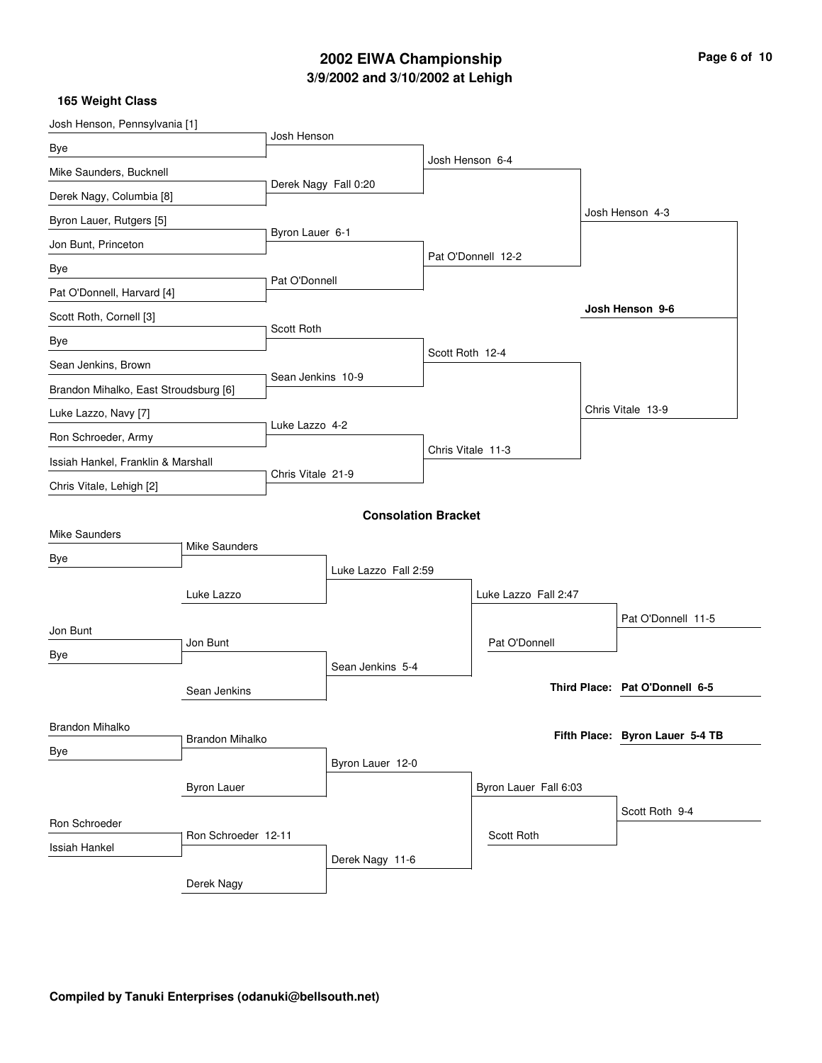# 2002 EIWA Championship

## 3/9/2002 and 3/10/2002 at Lehigh

### 165 Weight Class

**Championship Bracket**

| First Round | Quarterfinals | Semifinals | Finals | Champion |
|---|---|---|---|---|
| Josh Henson, Pennsylvania [1] | | | | |
| Bye | Josh Henson | | | |
| Mike Saunders, Bucknell | | Josh Henson 6-4 | | |
| Derek Nagy, Columbia [8] | Derek Nagy Fall 0:20 | | | |
| Byron Lauer, Rutgers [5] | | | Josh Henson 4-3 | |
| Jon Bunt, Princeton | Byron Lauer 6-1 | | | |
| Bye | | Pat O'Donnell 12-2 | | |
| Pat O'Donnell, Harvard [4] | Pat O'Donnell | | | |
| Scott Roth, Cornell [3] | | | | **Josh Henson 9-6** |
| Bye | Scott Roth | | | |
| Sean Jenkins, Brown | | Scott Roth 12-4 | | |
| Brandon Mihalko, East Stroudsburg [6] | Sean Jenkins 10-9 | | | |
| Luke Lazzo, Navy [7] | | | Chris Vitale 13-9 | |
| Ron Schroeder, Army | Luke Lazzo 4-2 | | | |
| Issiah Hankel, Franklin & Marshall | | Chris Vitale 11-3 | | |
| Chris Vitale, Lehigh [2] | Chris Vitale 21-9 | | | |

### Consolation Bracket

| Round 1 | Round 2 | Round 3 | Round 4 | Placement |
|---|---|---|---|---|
| Mike Saunders | | | | |
| Bye | Mike Saunders | | | |
| | Luke Lazzo | Luke Lazzo Fall 2:59 | | |
| | | | Luke Lazzo Fall 2:47 | |
| Jon Bunt | | | Pat O'Donnell | Pat O'Donnell 11-5 |
| Bye | Jon Bunt | | | |
| | Sean Jenkins | Sean Jenkins 5-4 | | |
| Brandon Mihalko | | | | |
| Bye | Brandon Mihalko | | | |
| | Byron Lauer | Byron Lauer 12-0 | | |
| | | | Byron Lauer Fall 6:03 | |
| Ron Schroeder | | | Scott Roth | Scott Roth 9-4 |
| Issiah Hankel | Ron Schroeder 12-11 | | | |
| | Derek Nagy | Derek Nagy 11-6 | | |

**Third Place:** Pat O'Donnell 6-5

**Fifth Place:** Byron Lauer 5-4 TB

**Compiled by Tanuki Enterprises (odanuki@bellsouth.net)**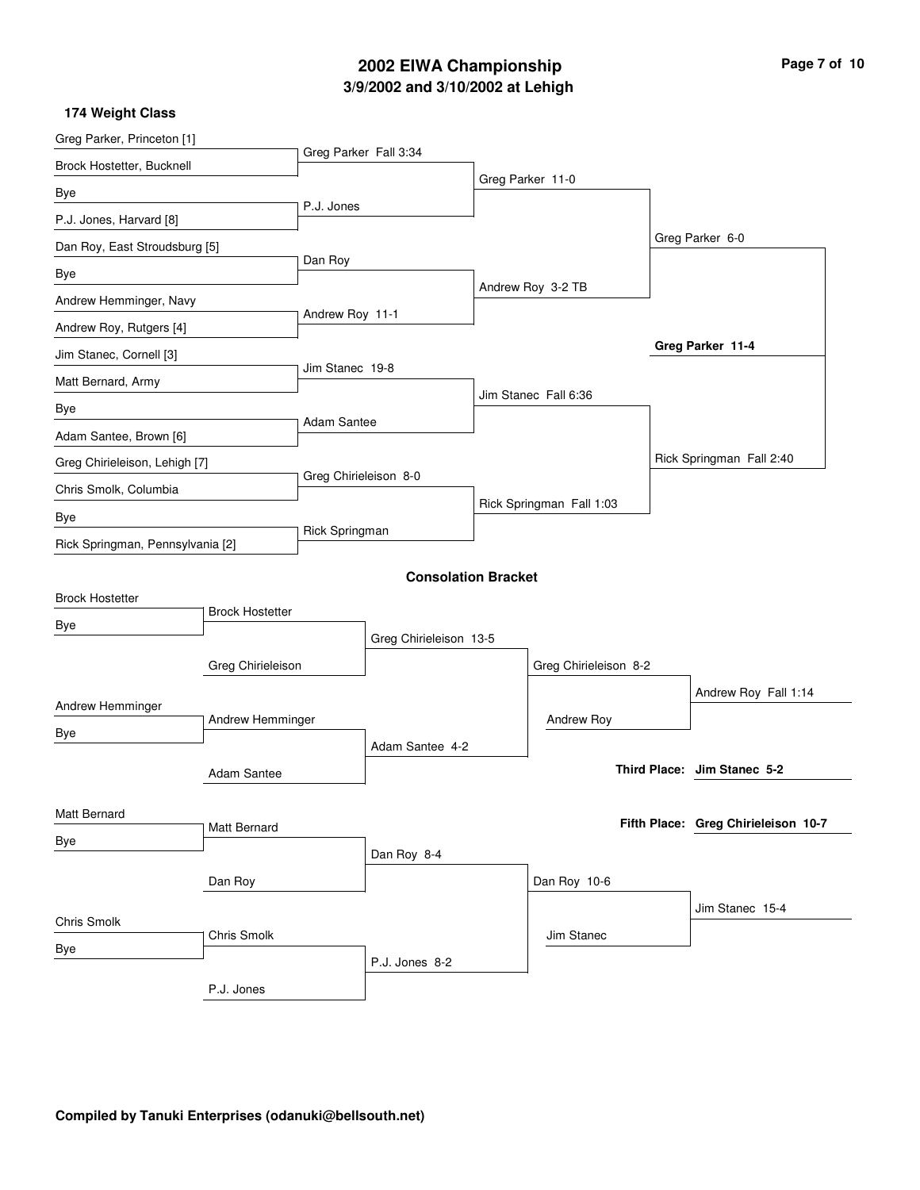# 2002 EIWA Championship

## 3/9/2002 and 3/10/2002 at Lehigh

### 174 Weight Class

**Championship Bracket**

| First Round | Quarterfinals | Semifinals | Finals |
|---|---|---|---|
| Greg Parker, Princeton [1] vs. Brock Hostetter, Bucknell | Greg Parker Fall 3:34 | | |
| Bye vs. P.J. Jones, Harvard [8] | P.J. Jones | | |
| | Greg Parker vs. P.J. Jones | Greg Parker 11-0 | |
| Dan Roy, East Stroudsburg [5] vs. Bye | Dan Roy | | |
| Andrew Hemminger, Navy vs. Andrew Roy, Rutgers [4] | Andrew Roy 11-1 | | |
| | Dan Roy vs. Andrew Roy | Andrew Roy 3-2 TB | |
| | | Greg Parker vs. Andrew Roy | Greg Parker 6-0 |
| Jim Stanec, Cornell [3] vs. Matt Bernard, Army | Jim Stanec 19-8 | | |
| Bye vs. Adam Santee, Brown [6] | Adam Santee | | |
| | Jim Stanec vs. Adam Santee | Jim Stanec Fall 6:36 | |
| Greg Chirieleison, Lehigh [7] vs. Chris Smolk, Columbia | Greg Chirieleison 8-0 | | |
| Bye vs. Rick Springman, Pennsylvania [2] | Rick Springman | | |
| | Greg Chirieleison vs. Rick Springman | Rick Springman Fall 1:03 | |
| | | Jim Stanec vs. Rick Springman | Rick Springman Fall 2:40 |

**Champion: Greg Parker 11-4**

### Consolation Bracket

| First Round | Second Round | Quarterfinals | Semifinals | Result |
|---|---|---|---|---|
| Brock Hostetter vs. Bye | Brock Hostetter | | | |
| | Brock Hostetter vs. Greg Chirieleison | Greg Chirieleison 13-5 | | |
| Andrew Hemminger vs. Bye | Andrew Hemminger | | | |
| | Andrew Hemminger vs. Adam Santee | Adam Santee 4-2 | | |
| | | Greg Chirieleison vs. Adam Santee | Greg Chirieleison 8-2 | |
| | | | Greg Chirieleison vs. Andrew Roy | Andrew Roy Fall 1:14 |
| Matt Bernard vs. Bye | Matt Bernard | | | |
| | Matt Bernard vs. Dan Roy | Dan Roy 8-4 | | |
| Chris Smolk vs. Bye | Chris Smolk | | | |
| | Chris Smolk vs. P.J. Jones | P.J. Jones 8-2 | | |
| | | Dan Roy vs. P.J. Jones | Dan Roy 10-6 | |
| | | | Dan Roy vs. Jim Stanec | Jim Stanec 15-4 |

**Third Place: Jim Stanec 5-2**

**Fifth Place: Greg Chirieleison 10-7**

**Compiled by Tanuki Enterprises (odanuki@bellsouth.net)**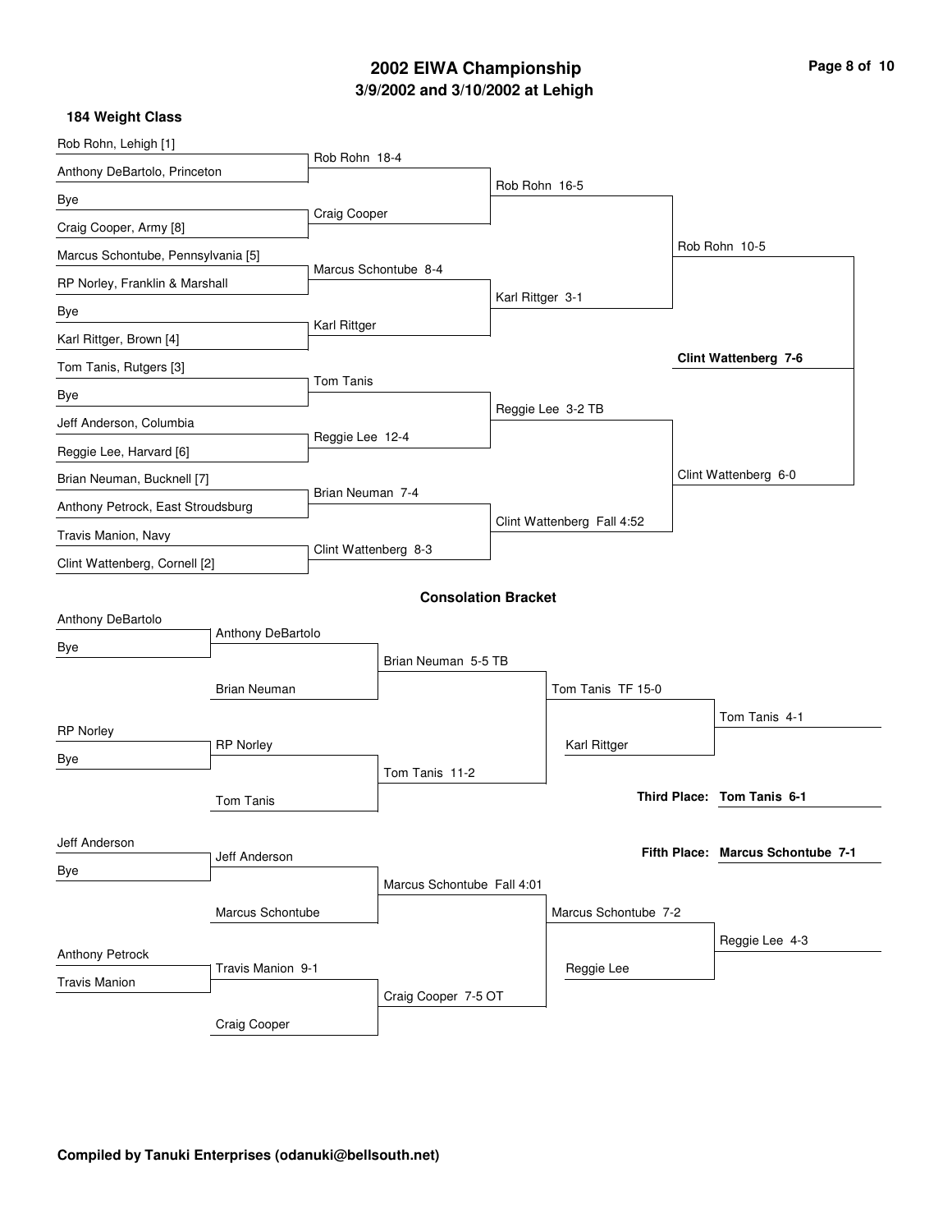# 2002 EIWA Championship
## 3/9/2002 and 3/10/2002 at Lehigh

### 184 Weight Class

**Championship Bracket**

| First Round | Quarterfinals | Semifinals | Finals | Champion |
|---|---|---|---|---|
| Rob Rohn, Lehigh [1] | Rob Rohn 18-4 | Rob Rohn 16-5 | Rob Rohn 10-5 | **Clint Wattenberg 7-6** |
| Anthony DeBartolo, Princeton | | | | |
| Bye | Craig Cooper | | | |
| Craig Cooper, Army [8] | | | | |
| Marcus Schontube, Pennsylvania [5] | Marcus Schontube 8-4 | Karl Rittger 3-1 | | |
| RP Norley, Franklin & Marshall | | | | |
| Bye | Karl Rittger | | | |
| Karl Rittger, Brown [4] | | | | |
| Tom Tanis, Rutgers [3] | Tom Tanis | Reggie Lee 3-2 TB | Clint Wattenberg 6-0 | |
| Bye | | | | |
| Jeff Anderson, Columbia | Reggie Lee 12-4 | | | |
| Reggie Lee, Harvard [6] | | | | |
| Brian Neuman, Bucknell [7] | Brian Neuman 7-4 | Clint Wattenberg Fall 4:52 | | |
| Anthony Petrock, East Stroudsburg | | | | |
| Travis Manion, Navy | Clint Wattenberg 8-3 | | | |
| Clint Wattenberg, Cornell [2] | | | | |

### Consolation Bracket

| Round 1 | Round 2 | Round 3 | Round 4 | Placement |
|---|---|---|---|---|
| Anthony DeBartolo | Anthony DeBartolo | Brian Neuman 5-5 TB | Tom Tanis TF 15-0 | Tom Tanis 4-1 |
| Bye | Brian Neuman | | Karl Rittger | |
| RP Norley | RP Norley | Tom Tanis 11-2 | | |
| Bye | Tom Tanis | | | |
| Jeff Anderson | Jeff Anderson | Marcus Schontube Fall 4:01 | Marcus Schontube 7-2 | Reggie Lee 4-3 |
| Bye | Marcus Schontube | | Reggie Lee | |
| Anthony Petrock | Travis Manion 9-1 | Craig Cooper 7-5 OT | | |
| Travis Manion | Craig Cooper | | | |

**Third Place:** **Tom Tanis 6-1**

**Fifth Place:** **Marcus Schontube 7-1**

**Compiled by Tanuki Enterprises (odanuki@bellsouth.net)**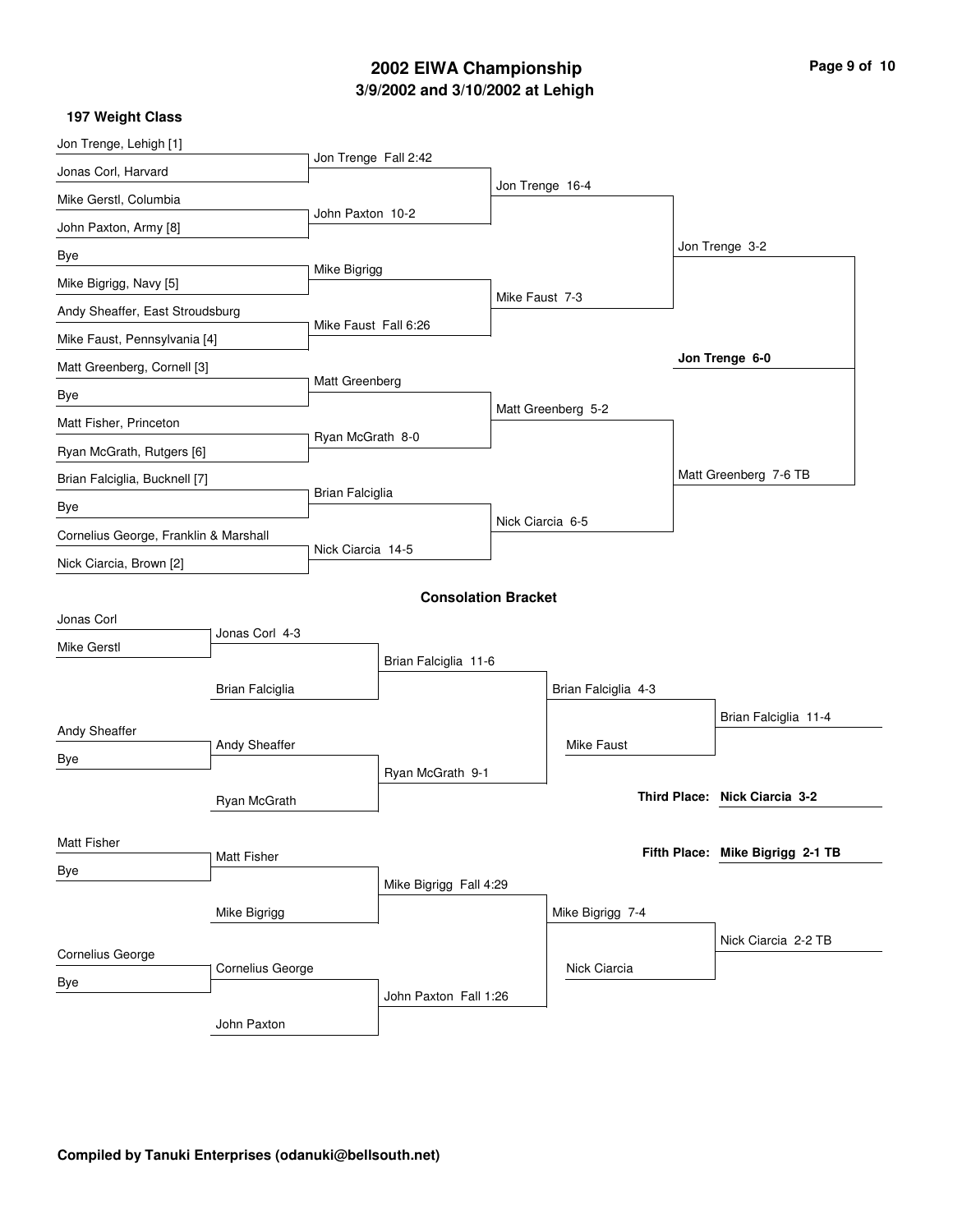## 2002 EIWA Championship
### 3/9/2002 and 3/10/2002 at Lehigh

**197 Weight Class**

### Championship Bracket

| First Round | Quarterfinals | Semifinals | Final |
| --- | --- | --- | --- |
| Jon Trenge, Lehigh [1] vs. Jonas Corl, Harvard | Jon Trenge Fall 2:42 | Jon Trenge 16-4 | Jon Trenge 3-2 |
| Mike Gerstl, Columbia vs. John Paxton, Army [8] | John Paxton 10-2 | | |
| Bye vs. Mike Bigrigg, Navy [5] | Mike Bigrigg | Mike Faust 7-3 | |
| Andy Sheaffer, East Stroudsburg vs. Mike Faust, Pennsylvania [4] | Mike Faust Fall 6:26 | | |
| Matt Greenberg, Cornell [3] vs. Bye | Matt Greenberg | Matt Greenberg 5-2 | Matt Greenberg 7-6 TB |
| Matt Fisher, Princeton vs. Ryan McGrath, Rutgers [6] | Ryan McGrath 8-0 | | |
| Brian Falciglia, Bucknell [7] vs. Bye | Brian Falciglia | Nick Ciarcia 6-5 | |
| Cornelius George, Franklin & Marshall vs. Nick Ciarcia, Brown [2] | Nick Ciarcia 14-5 | | |

**Champion: Jon Trenge 6-0**

### Consolation Bracket

| Round 1 | Round 2 | Round 3 | Round 4 | Semifinal | Placement |
| --- | --- | --- | --- | --- | --- |
| Jonas Corl vs. Mike Gerstl | Jonas Corl 4-3 | Brian Falciglia 11-6 | Brian Falciglia 4-3 | Brian Falciglia 11-4 | |
| | Brian Falciglia | | | | |
| Andy Sheaffer vs. Bye | Andy Sheaffer | Ryan McGrath 9-1 | Mike Faust | | |
| | Ryan McGrath | | | | |
| Matt Fisher vs. Bye | Matt Fisher | Mike Bigrigg Fall 4:29 | Mike Bigrigg 7-4 | Nick Ciarcia 2-2 TB | |
| | Mike Bigrigg | | | | |
| Cornelius George vs. Bye | Cornelius George | John Paxton Fall 1:26 | Nick Ciarcia | | |
| | John Paxton | | | | |

**Third Place: Nick Ciarcia 3-2**

**Fifth Place: Mike Bigrigg 2-1 TB**

**Compiled by Tanuki Enterprises (odanuki@bellsouth.net)**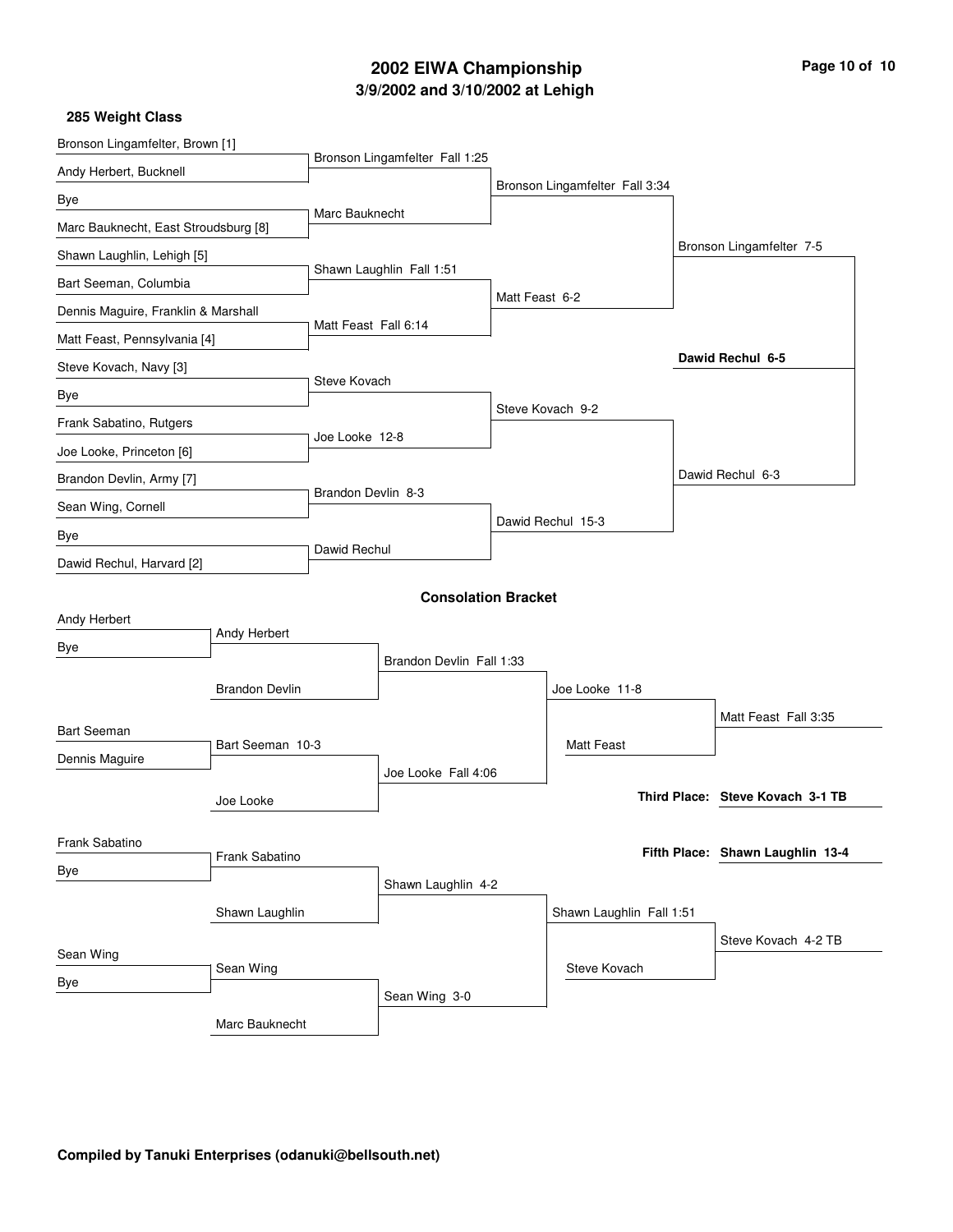# 2002 EIWA Championship
## 3/9/2002 and 3/10/2002 at Lehigh

### 285 Weight Class

Bronson Lingamfelter, Brown [1]
Andy Herbert, Bucknell
Bye
Marc Bauknecht, East Stroudsburg [8]
Shawn Laughlin, Lehigh [5]
Bart Seeman, Columbia
Dennis Maguire, Franklin & Marshall
Matt Feast, Pennsylvania [4]
Steve Kovach, Navy [3]
Bye
Frank Sabatino, Rutgers
Joe Looke, Princeton [6]
Brandon Devlin, Army [7]
Sean Wing, Cornell
Bye
Dawid Rechul, Harvard [2]

Bronson Lingamfelter Fall 1:25
Marc Bauknecht
Shawn Laughlin Fall 1:51
Matt Feast Fall 6:14
Steve Kovach
Joe Looke 12-8
Brandon Devlin 8-3
Dawid Rechul

Bronson Lingamfelter Fall 3:34
Matt Feast 6-2
Steve Kovach 9-2
Dawid Rechul 15-3

Bronson Lingamfelter 7-5
Dawid Rechul 6-3

**Dawid Rechul 6-5**

### Consolation Bracket

Andy Herbert
Bye
Andy Herbert
Brandon Devlin
Brandon Devlin Fall 1:33

Bart Seeman
Dennis Maguire
Bart Seeman 10-3
Joe Looke
Joe Looke Fall 4:06

Joe Looke 11-8
Matt Feast
Matt Feast Fall 3:35

**Third Place: Steve Kovach 3-1 TB**

Frank Sabatino
Bye
Frank Sabatino
Shawn Laughlin
Shawn Laughlin 4-2

Sean Wing
Bye
Sean Wing
Marc Bauknecht
Sean Wing 3-0

Shawn Laughlin Fall 1:51
Steve Kovach
Steve Kovach 4-2 TB

**Fifth Place: Shawn Laughlin 13-4**

**Compiled by Tanuki Enterprises (odanuki@bellsouth.net)**